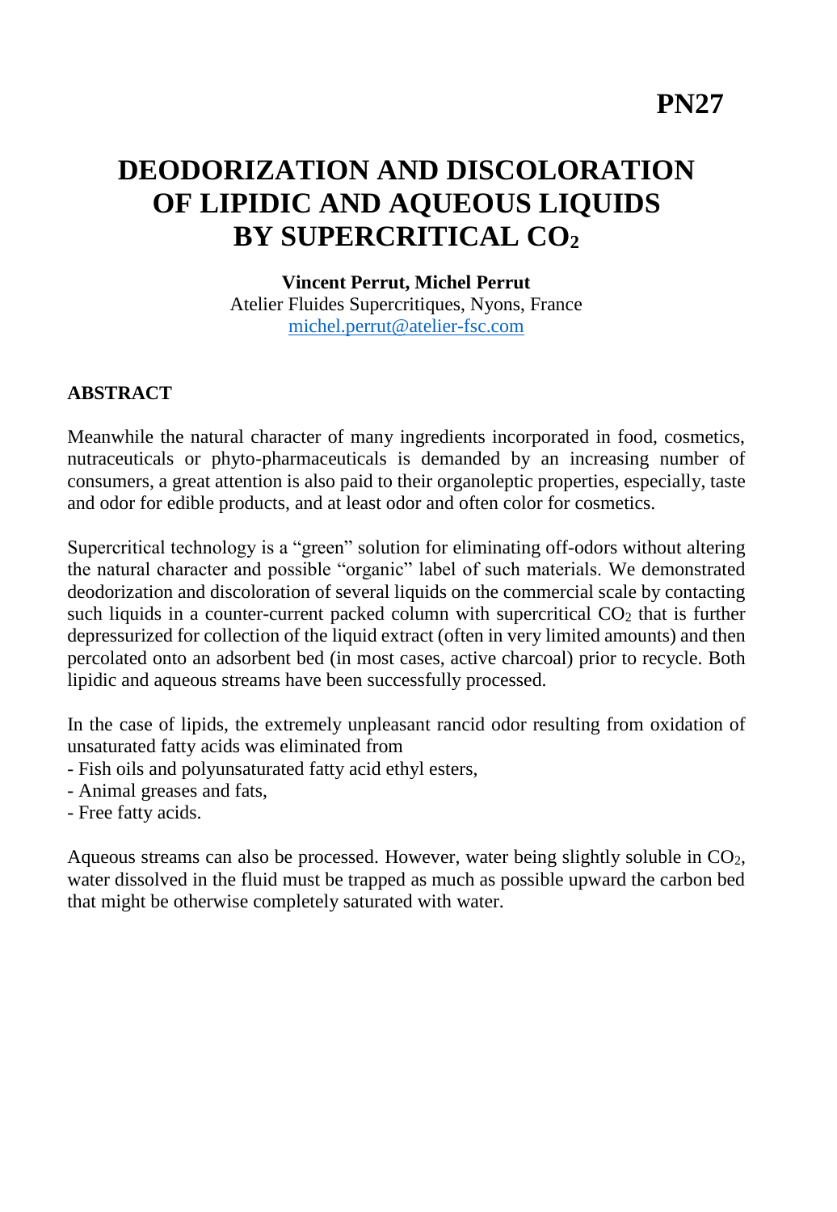PN27

# DEODORIZATION AND DISCOLORATION OF LIPIDIC AND AQUEOUS LIQUIDS BY SUPERCRITICAL $CO_2$

**Vincent Perrut, Michel Perrut**
Atelier Fluides Supercritiques, Nyons, France
michel.perrut@atelier-fsc.com

## ABSTRACT

Meanwhile the natural character of many ingredients incorporated in food, cosmetics, nutraceuticals or phyto-pharmaceuticals is demanded by an increasing number of consumers, a great attention is also paid to their organoleptic properties, especially, taste and odor for edible products, and at least odor and often color for cosmetics.

Supercritical technology is a "green" solution for eliminating off-odors without altering the natural character and possible "organic" label of such materials. We demonstrated deodorization and discoloration of several liquids on the commercial scale by contacting such liquids in a counter-current packed column with supercritical $CO_2$ that is further depressurized for collection of the liquid extract (often in very limited amounts) and then percolated onto an adsorbent bed (in most cases, active charcoal) prior to recycle. Both lipidic and aqueous streams have been successfully processed.

In the case of lipids, the extremely unpleasant rancid odor resulting from oxidation of unsaturated fatty acids was eliminated from

- Fish oils and polyunsaturated fatty acid ethyl esters,
- Animal greases and fats,
- Free fatty acids.

Aqueous streams can also be processed. However, water being slightly soluble in $CO_2$, water dissolved in the fluid must be trapped as much as possible upward the carbon bed that might be otherwise completely saturated with water.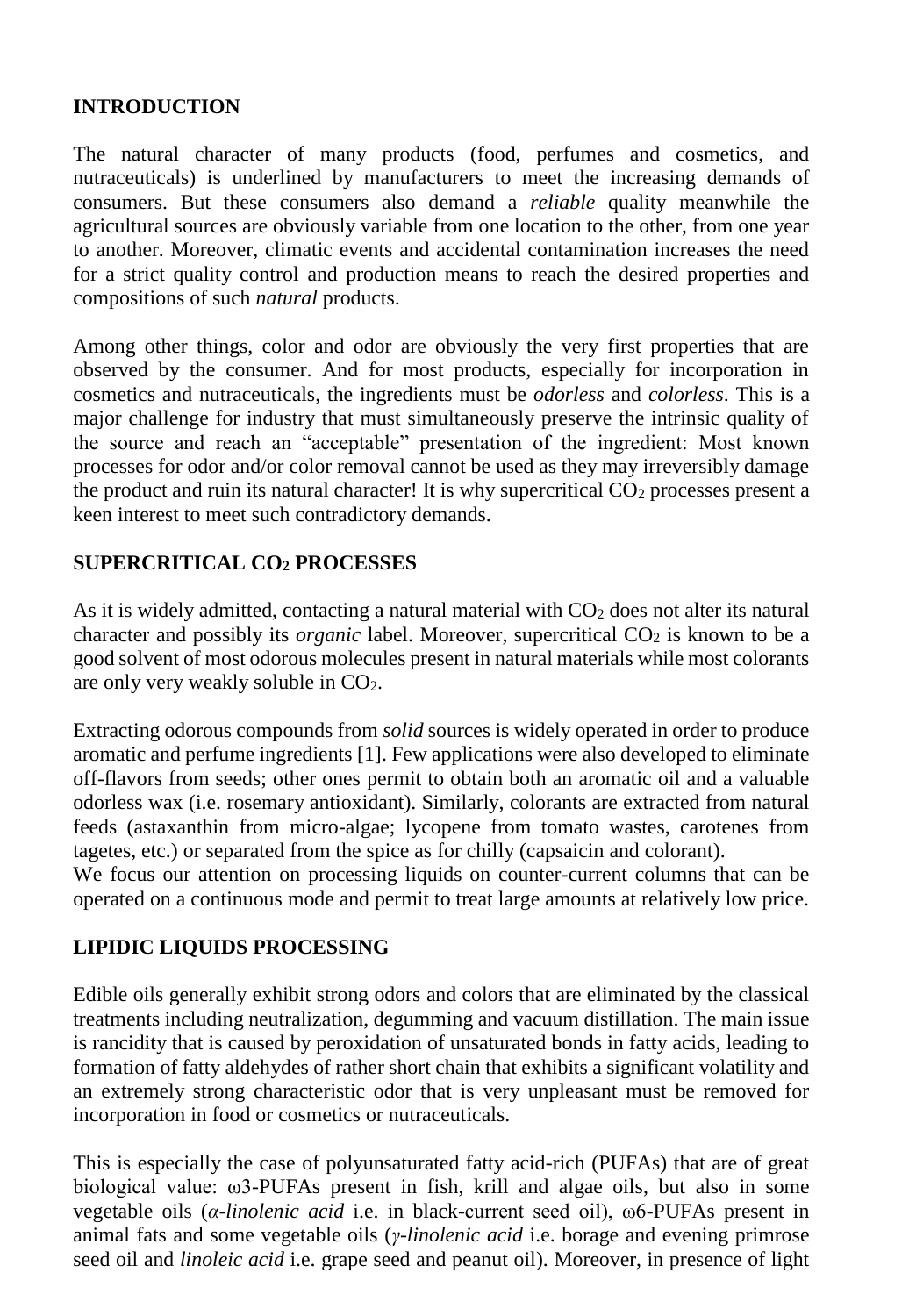## INTRODUCTION

The natural character of many products (food, perfumes and cosmetics, and nutraceuticals) is underlined by manufacturers to meet the increasing demands of consumers. But these consumers also demand a *reliable* quality meanwhile the agricultural sources are obviously variable from one location to the other, from one year to another. Moreover, climatic events and accidental contamination increases the need for a strict quality control and production means to reach the desired properties and compositions of such *natural* products.

Among other things, color and odor are obviously the very first properties that are observed by the consumer. And for most products, especially for incorporation in cosmetics and nutraceuticals, the ingredients must be *odorless* and *colorless*. This is a major challenge for industry that must simultaneously preserve the intrinsic quality of the source and reach an "acceptable" presentation of the ingredient: Most known processes for odor and/or color removal cannot be used as they may irreversibly damage the product and ruin its natural character! It is why supercritical $CO_2$ processes present a keen interest to meet such contradictory demands.

## SUPERCRITICAL $CO_2$ PROCESSES

As it is widely admitted, contacting a natural material with $CO_2$ does not alter its natural character and possibly its *organic* label. Moreover, supercritical $CO_2$ is known to be a good solvent of most odorous molecules present in natural materials while most colorants are only very weakly soluble in $CO_2$.

Extracting odorous compounds from *solid* sources is widely operated in order to produce aromatic and perfume ingredients [1]. Few applications were also developed to eliminate off-flavors from seeds; other ones permit to obtain both an aromatic oil and a valuable odorless wax (i.e. rosemary antioxidant). Similarly, colorants are extracted from natural feeds (astaxanthin from micro-algae; lycopene from tomato wastes, carotenes from tagetes, etc.) or separated from the spice as for chilly (capsaicin and colorant).
We focus our attention on processing liquids on counter-current columns that can be operated on a continuous mode and permit to treat large amounts at relatively low price.

## LIPIDIC LIQUIDS PROCESSING

Edible oils generally exhibit strong odors and colors that are eliminated by the classical treatments including neutralization, degumming and vacuum distillation. The main issue is rancidity that is caused by peroxidation of unsaturated bonds in fatty acids, leading to formation of fatty aldehydes of rather short chain that exhibits a significant volatility and an extremely strong characteristic odor that is very unpleasant must be removed for incorporation in food or cosmetics or nutraceuticals.

This is especially the case of polyunsaturated fatty acid-rich (PUFAs) that are of great biological value: ω3-PUFAs present in fish, krill and algae oils, but also in some vegetable oils (*α-linolenic acid* i.e. in black-current seed oil), ω6-PUFAs present in animal fats and some vegetable oils (*γ-linolenic acid* i.e. borage and evening primrose seed oil and *linoleic acid* i.e. grape seed and peanut oil). Moreover, in presence of light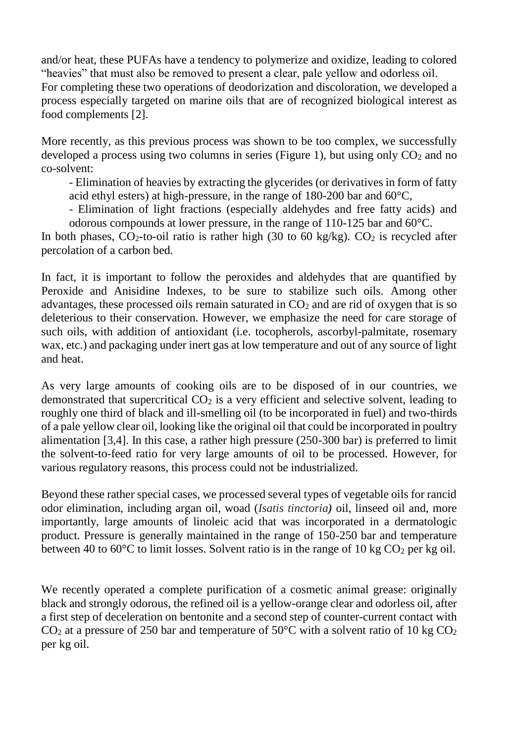and/or heat, these PUFAs have a tendency to polymerize and oxidize, leading to colored "heavies" that must also be removed to present a clear, pale yellow and odorless oil. For completing these two operations of deodorization and discoloration, we developed a process especially targeted on marine oils that are of recognized biological interest as food complements [2].

More recently, as this previous process was shown to be too complex, we successfully developed a process using two columns in series (Figure 1), but using only $CO_2$ and no co-solvent:

- Elimination of heavies by extracting the glycerides (or derivatives in form of fatty acid ethyl esters) at high-pressure, in the range of 180-200 bar and 60°C,
- Elimination of light fractions (especially aldehydes and free fatty acids) and odorous compounds at lower pressure, in the range of 110-125 bar and 60°C.

In both phases, $CO_2$-to-oil ratio is rather high (30 to 60 kg/kg). $CO_2$ is recycled after percolation of a carbon bed.

In fact, it is important to follow the peroxides and aldehydes that are quantified by Peroxide and Anisidine Indexes, to be sure to stabilize such oils. Among other advantages, these processed oils remain saturated in $CO_2$ and are rid of oxygen that is so deleterious to their conservation. However, we emphasize the need for care storage of such oils, with addition of antioxidant (i.e. tocopherols, ascorbyl-palmitate, rosemary wax, etc.) and packaging under inert gas at low temperature and out of any source of light and heat.

As very large amounts of cooking oils are to be disposed of in our countries, we demonstrated that supercritical $CO_2$ is a very efficient and selective solvent, leading to roughly one third of black and ill-smelling oil (to be incorporated in fuel) and two-thirds of a pale yellow clear oil, looking like the original oil that could be incorporated in poultry alimentation [3,4]. In this case, a rather high pressure (250-300 bar) is preferred to limit the solvent-to-feed ratio for very large amounts of oil to be processed. However, for various regulatory reasons, this process could not be industrialized.

Beyond these rather special cases, we processed several types of vegetable oils for rancid odor elimination, including argan oil, woad (*Isatis tinctoria)* oil, linseed oil and, more importantly, large amounts of linoleic acid that was incorporated in a dermatologic product. Pressure is generally maintained in the range of 150-250 bar and temperature between 40 to 60°C to limit losses. Solvent ratio is in the range of 10 kg $CO_2$ per kg oil.

We recently operated a complete purification of a cosmetic animal grease: originally black and strongly odorous, the refined oil is a yellow-orange clear and odorless oil, after a first step of deceleration on bentonite and a second step of counter-current contact with $CO_2$ at a pressure of 250 bar and temperature of 50°C with a solvent ratio of 10 kg $CO_2$ per kg oil.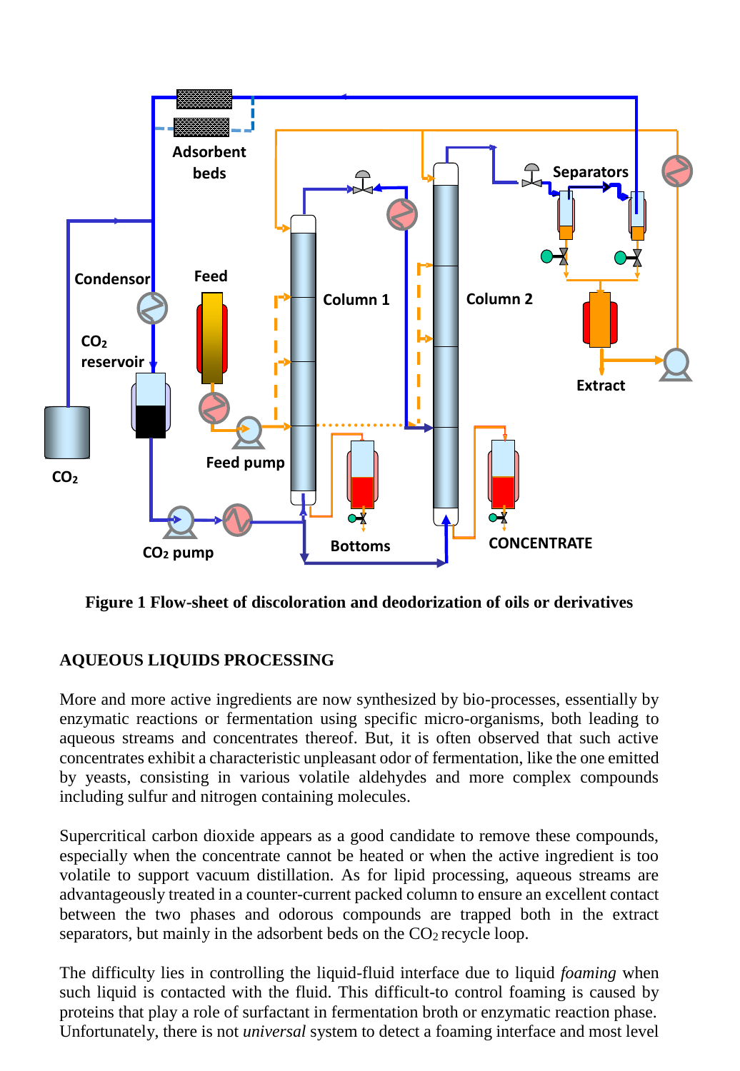**Figure 1 Flow-sheet of discoloration and deodorization of oils or derivatives**

## AQUEOUS LIQUIDS PROCESSING

More and more active ingredients are now synthesized by bio-processes, essentially by enzymatic reactions or fermentation using specific micro-organisms, both leading to aqueous streams and concentrates thereof. But, it is often observed that such active concentrates exhibit a characteristic unpleasant odor of fermentation, like the one emitted by yeasts, consisting in various volatile aldehydes and more complex compounds including sulfur and nitrogen containing molecules.

Supercritical carbon dioxide appears as a good candidate to remove these compounds, especially when the concentrate cannot be heated or when the active ingredient is too volatile to support vacuum distillation. As for lipid processing, aqueous streams are advantageously treated in a counter-current packed column to ensure an excellent contact between the two phases and odorous compounds are trapped both in the extract separators, but mainly in the adsorbent beds on the $CO_2$ recycle loop.

The difficulty lies in controlling the liquid-fluid interface due to liquid *foaming* when such liquid is contacted with the fluid. This difficult-to control foaming is caused by proteins that play a role of surfactant in fermentation broth or enzymatic reaction phase. Unfortunately, there is not *universal* system to detect a foaming interface and most level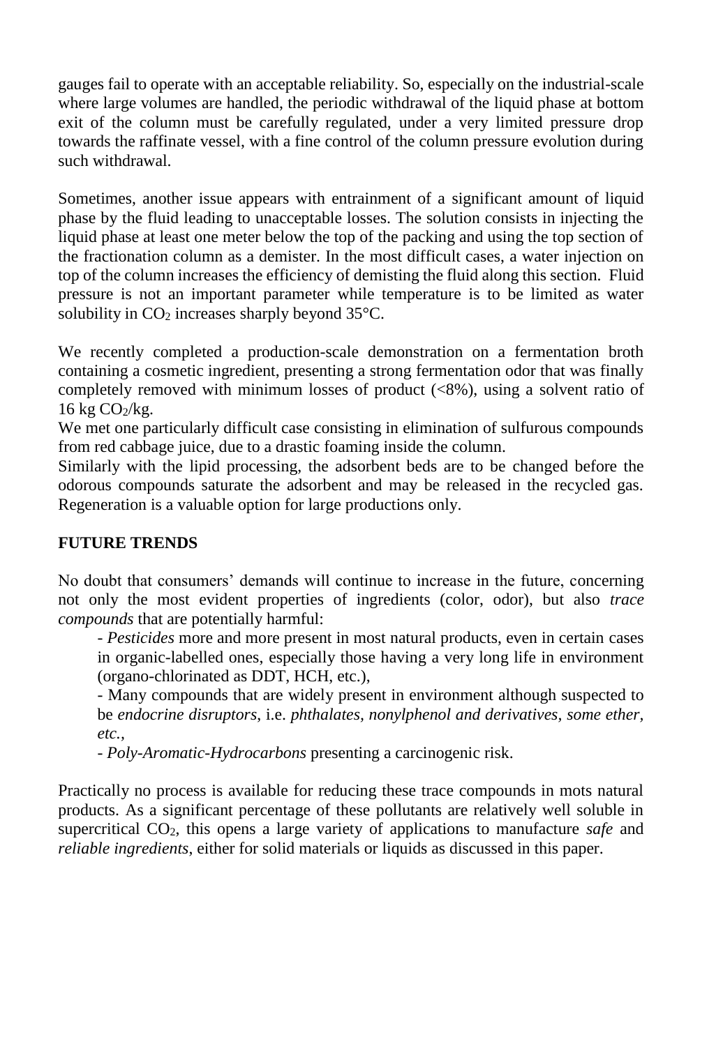gauges fail to operate with an acceptable reliability. So, especially on the industrial-scale where large volumes are handled, the periodic withdrawal of the liquid phase at bottom exit of the column must be carefully regulated, under a very limited pressure drop towards the raffinate vessel, with a fine control of the column pressure evolution during such withdrawal.

Sometimes, another issue appears with entrainment of a significant amount of liquid phase by the fluid leading to unacceptable losses. The solution consists in injecting the liquid phase at least one meter below the top of the packing and using the top section of the fractionation column as a demister. In the most difficult cases, a water injection on top of the column increases the efficiency of demisting the fluid along this section. Fluid pressure is not an important parameter while temperature is to be limited as water solubility in $CO_2$ increases sharply beyond 35°C.

We recently completed a production-scale demonstration on a fermentation broth containing a cosmetic ingredient, presenting a strong fermentation odor that was finally completely removed with minimum losses of product (<8%), using a solvent ratio of 16 kg $CO_2$/kg.
We met one particularly difficult case consisting in elimination of sulfurous compounds from red cabbage juice, due to a drastic foaming inside the column.
Similarly with the lipid processing, the adsorbent beds are to be changed before the odorous compounds saturate the adsorbent and may be released in the recycled gas. Regeneration is a valuable option for large productions only.

## FUTURE TRENDS

No doubt that consumers' demands will continue to increase in the future, concerning not only the most evident properties of ingredients (color, odor), but also *trace compounds* that are potentially harmful:

- *Pesticides* more and more present in most natural products, even in certain cases in organic-labelled ones, especially those having a very long life in environment (organo-chlorinated as DDT, HCH, etc.),
- Many compounds that are widely present in environment although suspected to be *endocrine disruptors*, i.e. *phthalates, nonylphenol and derivatives, some ether, etc.*,
- *Poly-Aromatic-Hydrocarbons* presenting a carcinogenic risk.

Practically no process is available for reducing these trace compounds in mots natural products. As a significant percentage of these pollutants are relatively well soluble in supercritical $CO_2$, this opens a large variety of applications to manufacture *safe* and *reliable ingredients*, either for solid materials or liquids as discussed in this paper.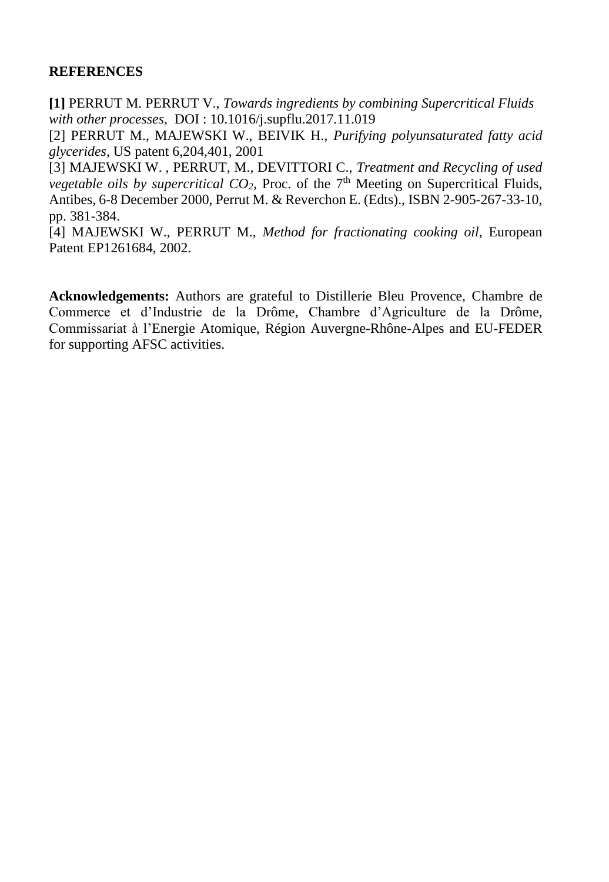**REFERENCES**

**[1]** PERRUT M. PERRUT V., *Towards ingredients by combining Supercritical Fluids with other processes*, DOI : 10.1016/j.supflu.2017.11.019

[2] PERRUT M., MAJEWSKI W., BEIVIK H., *Purifying polyunsaturated fatty acid glycerides*, US patent 6,204,401, 2001

[3] MAJEWSKI W. , PERRUT, M., DEVITTORI C., *Treatment and Recycling of used vegetable oils by supercritical $CO_2$*, Proc. of the 7th Meeting on Supercritical Fluids, Antibes, 6-8 December 2000, Perrut M. & Reverchon E. (Edts)., ISBN 2-905-267-33-10, pp. 381-384.

[4] MAJEWSKI W., PERRUT M., *Method for fractionating cooking oil*, European Patent EP1261684, 2002.

**Acknowledgements:** Authors are grateful to Distillerie Bleu Provence, Chambre de Commerce et d'Industrie de la Drôme, Chambre d'Agriculture de la Drôme, Commissariat à l'Energie Atomique, Région Auvergne-Rhône-Alpes and EU-FEDER for supporting AFSC activities.